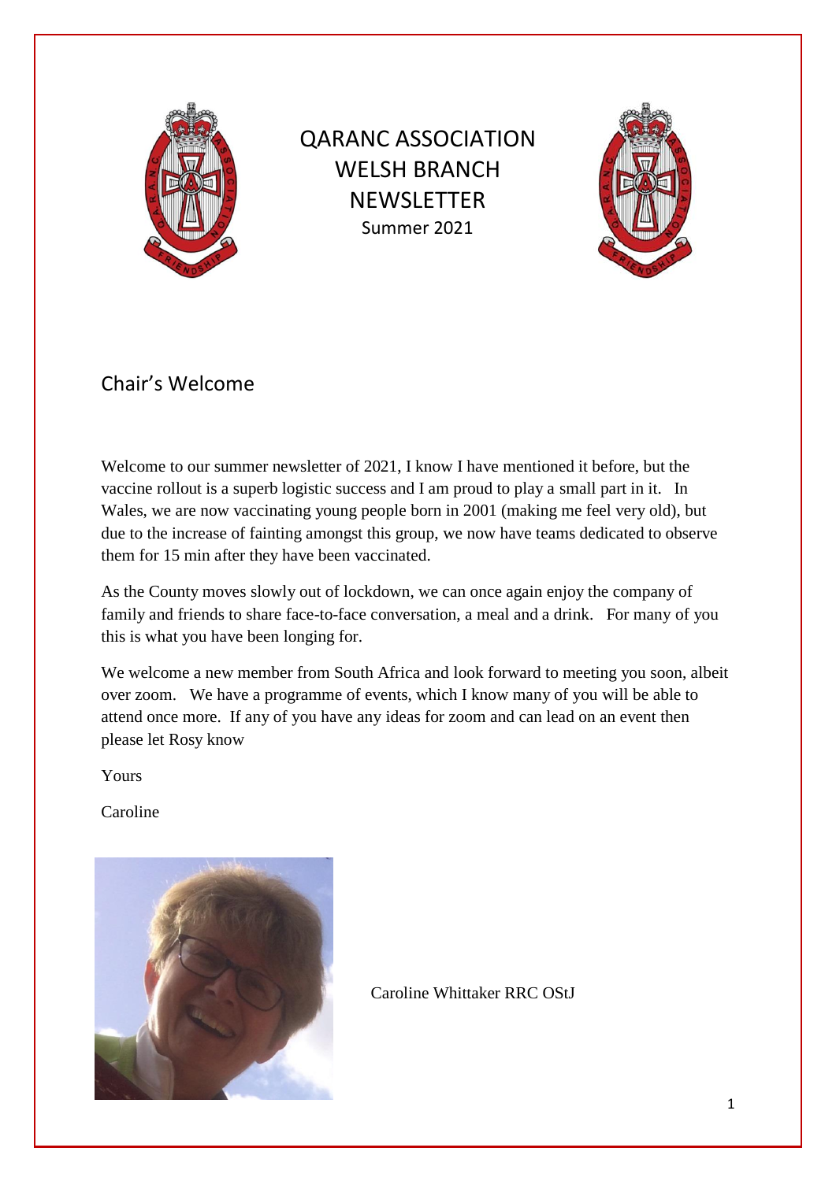# QARANC ASSOCIATION WELSH BRANCH NEWSLETTER

Summer 2021

## Chair's Welcome

Welcome to our summer newsletter of 2021, I know I have mentioned it before, but the vaccine rollout is a superb logistic success and I am proud to play a small part in it. In Wales, we are now vaccinating young people born in 2001 (making me feel very old), but due to the increase of fainting amongst this group, we now have teams dedicated to observe them for 15 min after they have been vaccinated.

As the County moves slowly out of lockdown, we can once again enjoy the company of family and friends to share face-to-face conversation, a meal and a drink. For many of you this is what you have been longing for.

We welcome a new member from South Africa and look forward to meeting you soon, albeit over zoom. We have a programme of events, which I know many of you will be able to attend once more. If any of you have any ideas for zoom and can lead on an event then please let Rosy know

Yours

Caroline

Caroline Whittaker RRC OStJ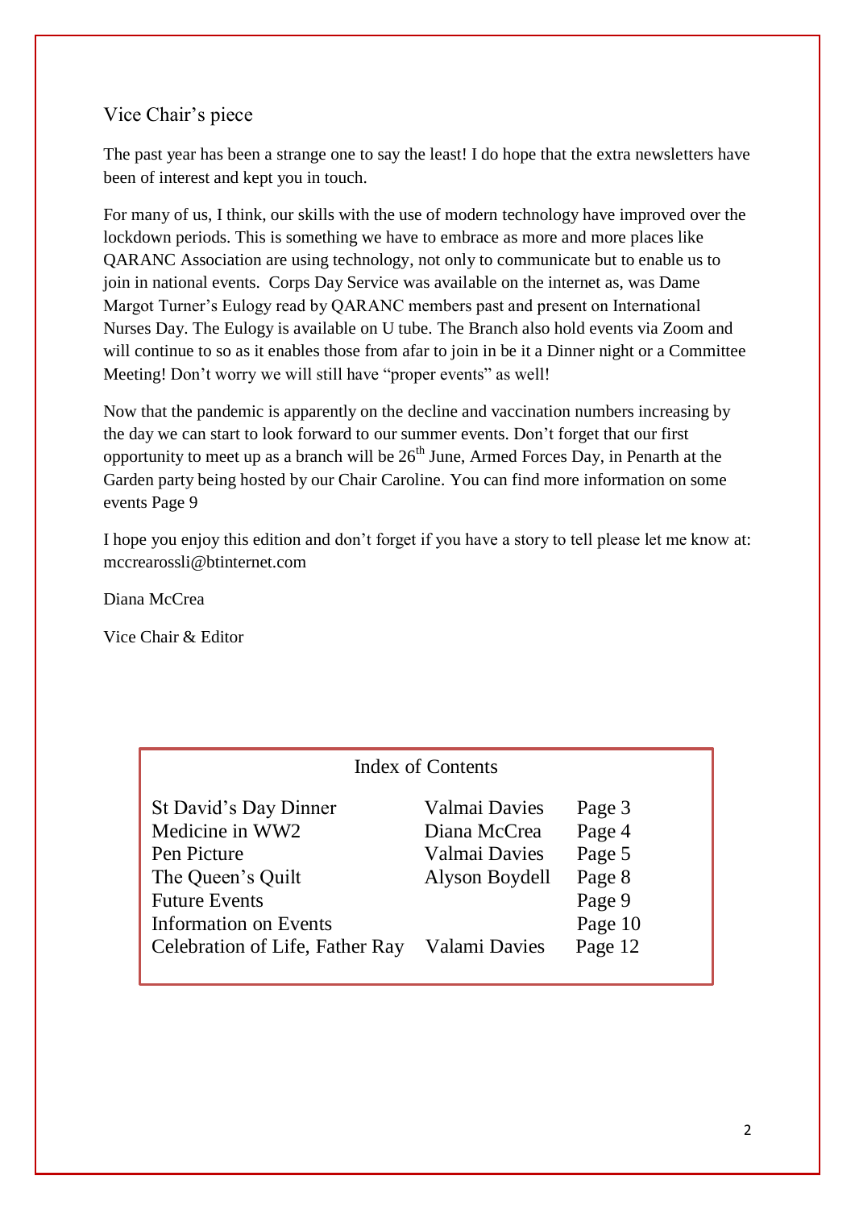## Vice Chair's piece

The past year has been a strange one to say the least! I do hope that the extra newsletters have been of interest and kept you in touch.

For many of us, I think, our skills with the use of modern technology have improved over the lockdown periods. This is something we have to embrace as more and more places like QARANC Association are using technology, not only to communicate but to enable us to join in national events. Corps Day Service was available on the internet as, was Dame Margot Turner's Eulogy read by QARANC members past and present on International Nurses Day. The Eulogy is available on U tube. The Branch also hold events via Zoom and will continue to so as it enables those from afar to join in be it a Dinner night or a Committee Meeting! Don't worry we will still have "proper events" as well!

Now that the pandemic is apparently on the decline and vaccination numbers increasing by the day we can start to look forward to our summer events. Don't forget that our first opportunity to meet up as a branch will be 26th June, Armed Forces Day, in Penarth at the Garden party being hosted by our Chair Caroline. You can find more information on some events Page 9

I hope you enjoy this edition and don't forget if you have a story to tell please let me know at: mccrearossli@btinternet.com

Diana McCrea

Vice Chair & Editor

### Index of Contents

| | | |
|---|---|---|
| St David's Day Dinner | Valmai Davies | Page 3 |
| Medicine in WW2 | Diana McCrea | Page 4 |
| Pen Picture | Valmai Davies | Page 5 |
| The Queen's Quilt | Alyson Boydell | Page 8 |
| Future Events | | Page 9 |
| Information on Events | | Page 10 |
| Celebration of Life, Father Ray | Valami Davies | Page 12 |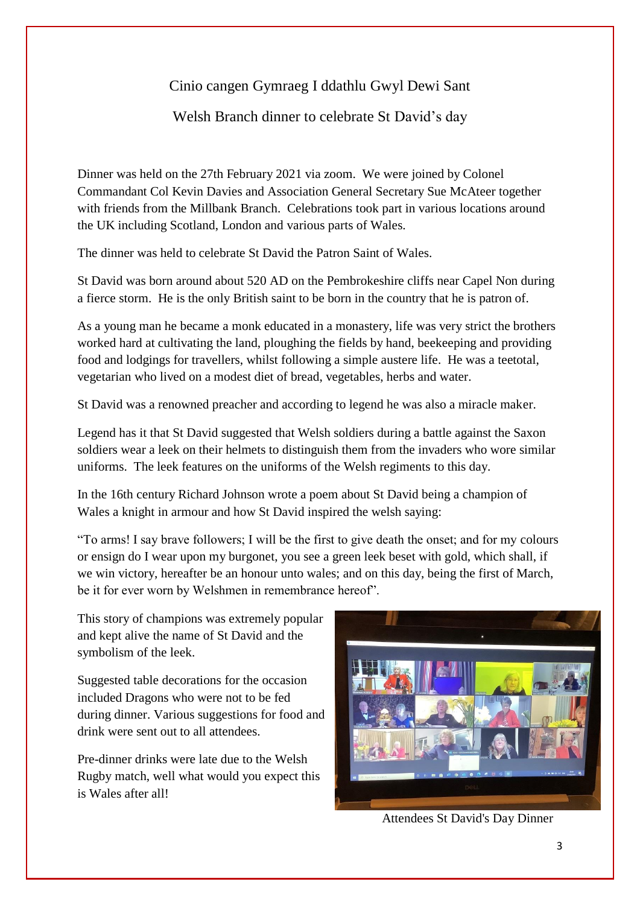# Cinio cangen Gymraeg I ddathlu Gwyl Dewi Sant

## Welsh Branch dinner to celebrate St David's day

Dinner was held on the 27th February 2021 via zoom. We were joined by Colonel Commandant Col Kevin Davies and Association General Secretary Sue McAteer together with friends from the Millbank Branch. Celebrations took part in various locations around the UK including Scotland, London and various parts of Wales.

The dinner was held to celebrate St David the Patron Saint of Wales.

St David was born around about 520 AD on the Pembrokeshire cliffs near Capel Non during a fierce storm. He is the only British saint to be born in the country that he is patron of.

As a young man he became a monk educated in a monastery, life was very strict the brothers worked hard at cultivating the land, ploughing the fields by hand, beekeeping and providing food and lodgings for travellers, whilst following a simple austere life. He was a teetotal, vegetarian who lived on a modest diet of bread, vegetables, herbs and water.

St David was a renowned preacher and according to legend he was also a miracle maker.

Legend has it that St David suggested that Welsh soldiers during a battle against the Saxon soldiers wear a leek on their helmets to distinguish them from the invaders who wore similar uniforms. The leek features on the uniforms of the Welsh regiments to this day.

In the 16th century Richard Johnson wrote a poem about St David being a champion of Wales a knight in armour and how St David inspired the welsh saying:

"To arms! I say brave followers; I will be the first to give death the onset; and for my colours or ensign do I wear upon my burgonet, you see a green leek beset with gold, which shall, if we win victory, hereafter be an honour unto wales; and on this day, being the first of March, be it for ever worn by Welshmen in remembrance hereof".

This story of champions was extremely popular and kept alive the name of St David and the symbolism of the leek.

Suggested table decorations for the occasion included Dragons who were not to be fed during dinner. Various suggestions for food and drink were sent out to all attendees.

Pre-dinner drinks were late due to the Welsh Rugby match, well what would you expect this is Wales after all!

Attendees St David's Day Dinner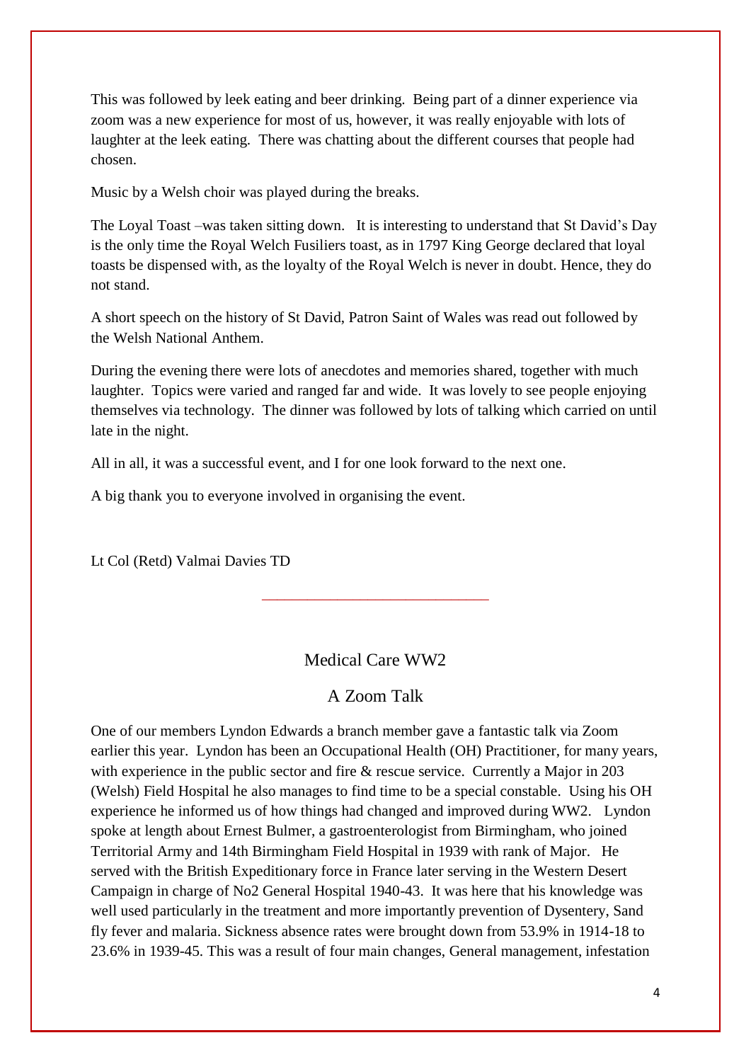This was followed by leek eating and beer drinking. Being part of a dinner experience via zoom was a new experience for most of us, however, it was really enjoyable with lots of laughter at the leek eating. There was chatting about the different courses that people had chosen.

Music by a Welsh choir was played during the breaks.

The Loyal Toast –was taken sitting down. It is interesting to understand that St David's Day is the only time the Royal Welch Fusiliers toast, as in 1797 King George declared that loyal toasts be dispensed with, as the loyalty of the Royal Welch is never in doubt. Hence, they do not stand.

A short speech on the history of St David, Patron Saint of Wales was read out followed by the Welsh National Anthem.

During the evening there were lots of anecdotes and memories shared, together with much laughter. Topics were varied and ranged far and wide. It was lovely to see people enjoying themselves via technology. The dinner was followed by lots of talking which carried on until late in the night.

All in all, it was a successful event, and I for one look forward to the next one.

A big thank you to everyone involved in organising the event.

Lt Col (Retd) Valmai Davies TD

---

## Medical Care WW2

## A Zoom Talk

One of our members Lyndon Edwards a branch member gave a fantastic talk via Zoom earlier this year. Lyndon has been an Occupational Health (OH) Practitioner, for many years, with experience in the public sector and fire & rescue service. Currently a Major in 203 (Welsh) Field Hospital he also manages to find time to be a special constable. Using his OH experience he informed us of how things had changed and improved during WW2. Lyndon spoke at length about Ernest Bulmer, a gastroenterologist from Birmingham, who joined Territorial Army and 14th Birmingham Field Hospital in 1939 with rank of Major. He served with the British Expeditionary force in France later serving in the Western Desert Campaign in charge of No2 General Hospital 1940-43. It was here that his knowledge was well used particularly in the treatment and more importantly prevention of Dysentery, Sand fly fever and malaria. Sickness absence rates were brought down from 53.9% in 1914-18 to 23.6% in 1939-45. This was a result of four main changes, General management, infestation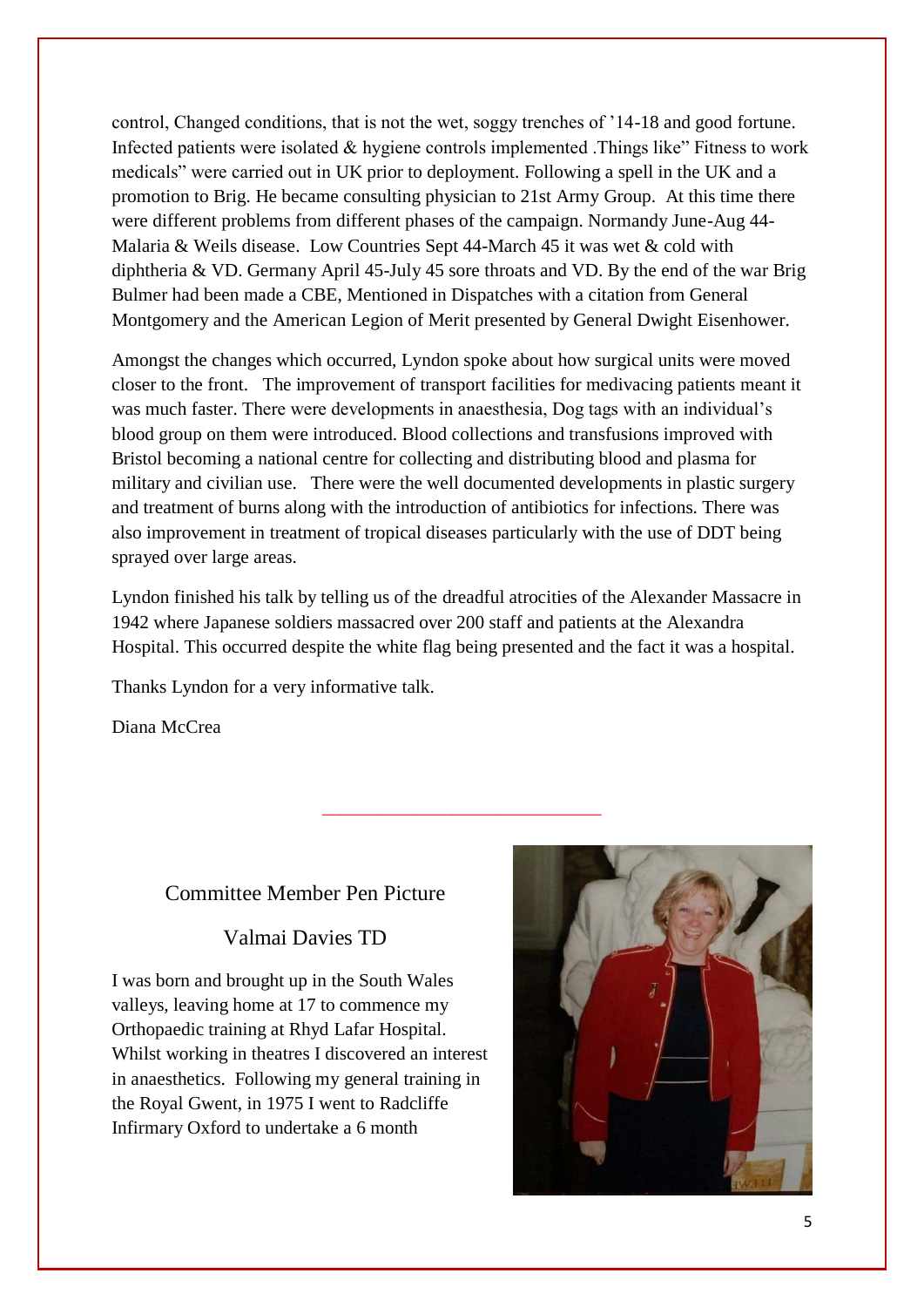control, Changed conditions, that is not the wet, soggy trenches of '14-18 and good fortune. Infected patients were isolated & hygiene controls implemented .Things like" Fitness to work medicals" were carried out in UK prior to deployment. Following a spell in the UK and a promotion to Brig. He became consulting physician to 21st Army Group. At this time there were different problems from different phases of the campaign. Normandy June-Aug 44- Malaria & Weils disease. Low Countries Sept 44-March 45 it was wet & cold with diphtheria & VD. Germany April 45-July 45 sore throats and VD. By the end of the war Brig Bulmer had been made a CBE, Mentioned in Dispatches with a citation from General Montgomery and the American Legion of Merit presented by General Dwight Eisenhower.

Amongst the changes which occurred, Lyndon spoke about how surgical units were moved closer to the front. The improvement of transport facilities for medivacing patients meant it was much faster. There were developments in anaesthesia, Dog tags with an individual's blood group on them were introduced. Blood collections and transfusions improved with Bristol becoming a national centre for collecting and distributing blood and plasma for military and civilian use. There were the well documented developments in plastic surgery and treatment of burns along with the introduction of antibiotics for infections. There was also improvement in treatment of tropical diseases particularly with the use of DDT being sprayed over large areas.

Lyndon finished his talk by telling us of the dreadful atrocities of the Alexander Massacre in 1942 where Japanese soldiers massacred over 200 staff and patients at the Alexandra Hospital. This occurred despite the white flag being presented and the fact it was a hospital.

Thanks Lyndon for a very informative talk.

Diana McCrea

---

## Committee Member Pen Picture

## Valmai Davies TD

I was born and brought up in the South Wales valleys, leaving home at 17 to commence my Orthopaedic training at Rhyd Lafar Hospital. Whilst working in theatres I discovered an interest in anaesthetics. Following my general training in the Royal Gwent, in 1975 I went to Radcliffe Infirmary Oxford to undertake a 6 month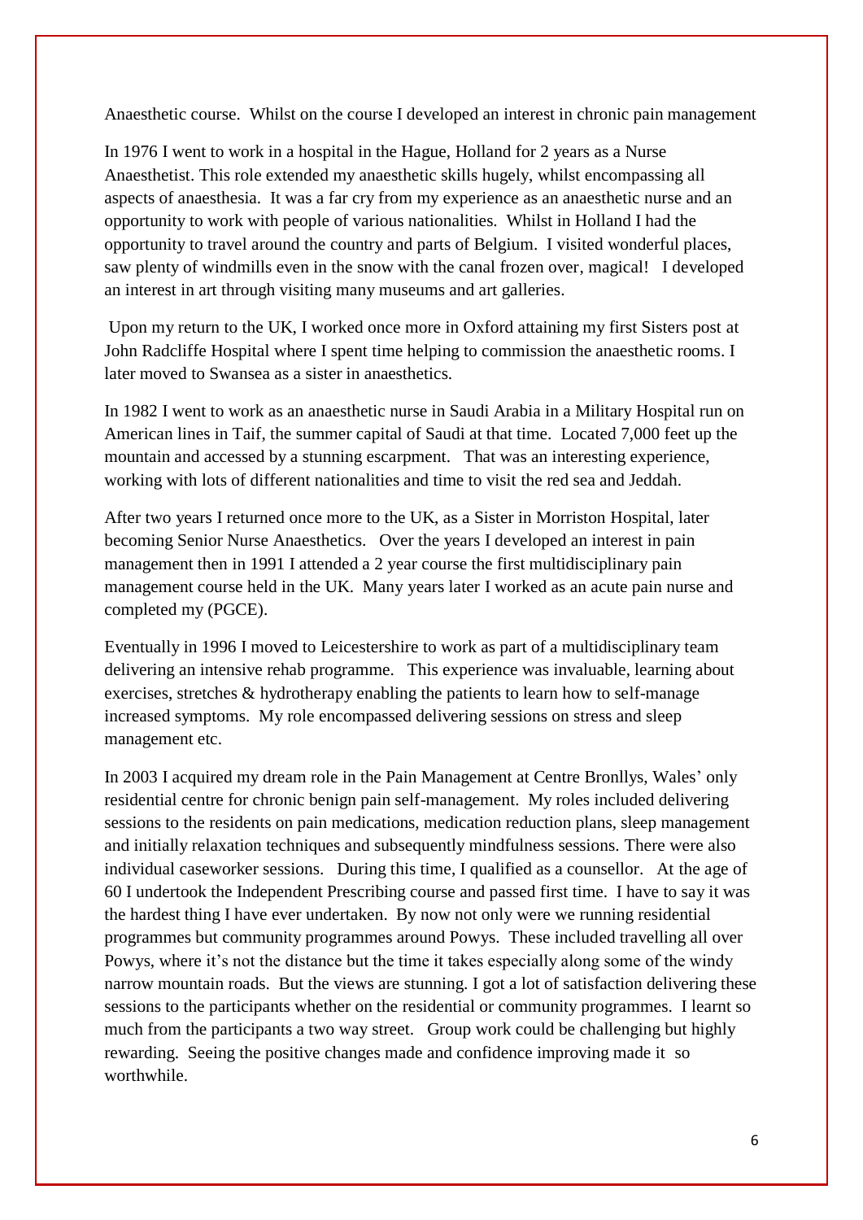Anaesthetic course. Whilst on the course I developed an interest in chronic pain management

In 1976 I went to work in a hospital in the Hague, Holland for 2 years as a Nurse Anaesthetist. This role extended my anaesthetic skills hugely, whilst encompassing all aspects of anaesthesia. It was a far cry from my experience as an anaesthetic nurse and an opportunity to work with people of various nationalities. Whilst in Holland I had the opportunity to travel around the country and parts of Belgium. I visited wonderful places, saw plenty of windmills even in the snow with the canal frozen over, magical! I developed an interest in art through visiting many museums and art galleries.

Upon my return to the UK, I worked once more in Oxford attaining my first Sisters post at John Radcliffe Hospital where I spent time helping to commission the anaesthetic rooms. I later moved to Swansea as a sister in anaesthetics.

In 1982 I went to work as an anaesthetic nurse in Saudi Arabia in a Military Hospital run on American lines in Taif, the summer capital of Saudi at that time. Located 7,000 feet up the mountain and accessed by a stunning escarpment. That was an interesting experience, working with lots of different nationalities and time to visit the red sea and Jeddah.

After two years I returned once more to the UK, as a Sister in Morriston Hospital, later becoming Senior Nurse Anaesthetics. Over the years I developed an interest in pain management then in 1991 I attended a 2 year course the first multidisciplinary pain management course held in the UK. Many years later I worked as an acute pain nurse and completed my (PGCE).

Eventually in 1996 I moved to Leicestershire to work as part of a multidisciplinary team delivering an intensive rehab programme. This experience was invaluable, learning about exercises, stretches & hydrotherapy enabling the patients to learn how to self-manage increased symptoms. My role encompassed delivering sessions on stress and sleep management etc.

In 2003 I acquired my dream role in the Pain Management at Centre Bronllys, Wales' only residential centre for chronic benign pain self-management. My roles included delivering sessions to the residents on pain medications, medication reduction plans, sleep management and initially relaxation techniques and subsequently mindfulness sessions. There were also individual caseworker sessions. During this time, I qualified as a counsellor. At the age of 60 I undertook the Independent Prescribing course and passed first time. I have to say it was the hardest thing I have ever undertaken. By now not only were we running residential programmes but community programmes around Powys. These included travelling all over Powys, where it's not the distance but the time it takes especially along some of the windy narrow mountain roads. But the views are stunning. I got a lot of satisfaction delivering these sessions to the participants whether on the residential or community programmes. I learnt so much from the participants a two way street. Group work could be challenging but highly rewarding. Seeing the positive changes made and confidence improving made it so worthwhile.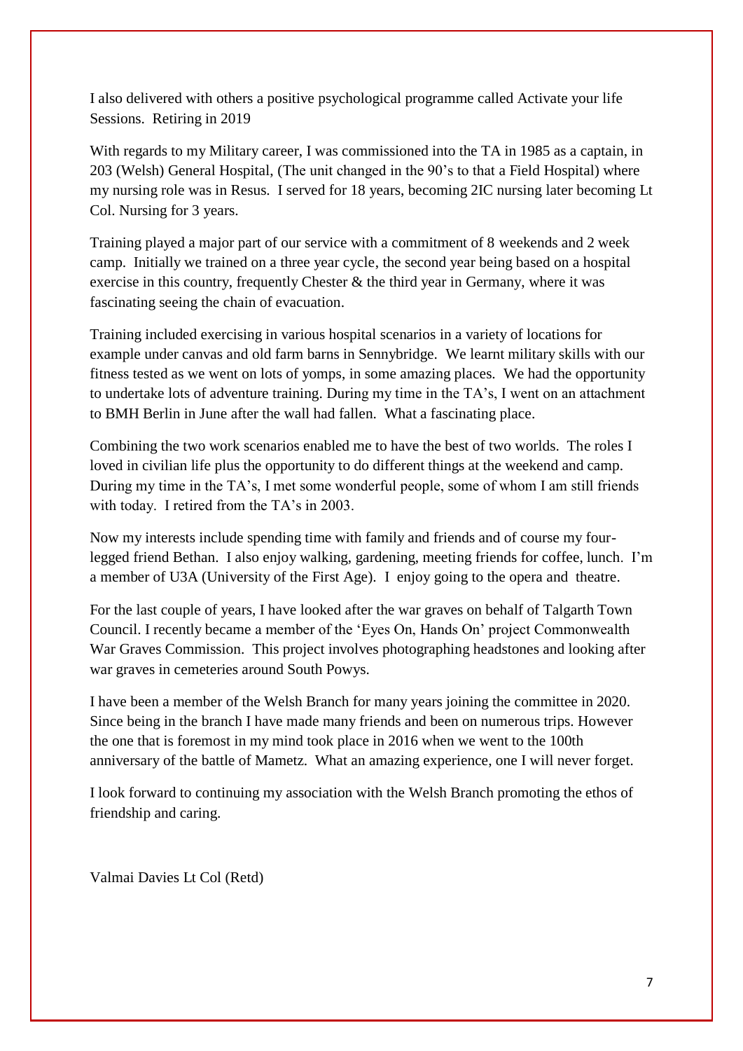I also delivered with others a positive psychological programme called Activate your life Sessions. Retiring in 2019

With regards to my Military career, I was commissioned into the TA in 1985 as a captain, in 203 (Welsh) General Hospital, (The unit changed in the 90's to that a Field Hospital) where my nursing role was in Resus. I served for 18 years, becoming 2IC nursing later becoming Lt Col. Nursing for 3 years.

Training played a major part of our service with a commitment of 8 weekends and 2 week camp. Initially we trained on a three year cycle, the second year being based on a hospital exercise in this country, frequently Chester & the third year in Germany, where it was fascinating seeing the chain of evacuation.

Training included exercising in various hospital scenarios in a variety of locations for example under canvas and old farm barns in Sennybridge. We learnt military skills with our fitness tested as we went on lots of yomps, in some amazing places. We had the opportunity to undertake lots of adventure training. During my time in the TA's, I went on an attachment to BMH Berlin in June after the wall had fallen. What a fascinating place.

Combining the two work scenarios enabled me to have the best of two worlds. The roles I loved in civilian life plus the opportunity to do different things at the weekend and camp. During my time in the TA's, I met some wonderful people, some of whom I am still friends with today. I retired from the TA's in 2003.

Now my interests include spending time with family and friends and of course my four-legged friend Bethan. I also enjoy walking, gardening, meeting friends for coffee, lunch. I'm a member of U3A (University of the First Age). I enjoy going to the opera and theatre.

For the last couple of years, I have looked after the war graves on behalf of Talgarth Town Council. I recently became a member of the 'Eyes On, Hands On' project Commonwealth War Graves Commission. This project involves photographing headstones and looking after war graves in cemeteries around South Powys.

I have been a member of the Welsh Branch for many years joining the committee in 2020. Since being in the branch I have made many friends and been on numerous trips. However the one that is foremost in my mind took place in 2016 when we went to the 100th anniversary of the battle of Mametz. What an amazing experience, one I will never forget.

I look forward to continuing my association with the Welsh Branch promoting the ethos of friendship and caring.

Valmai Davies Lt Col (Retd)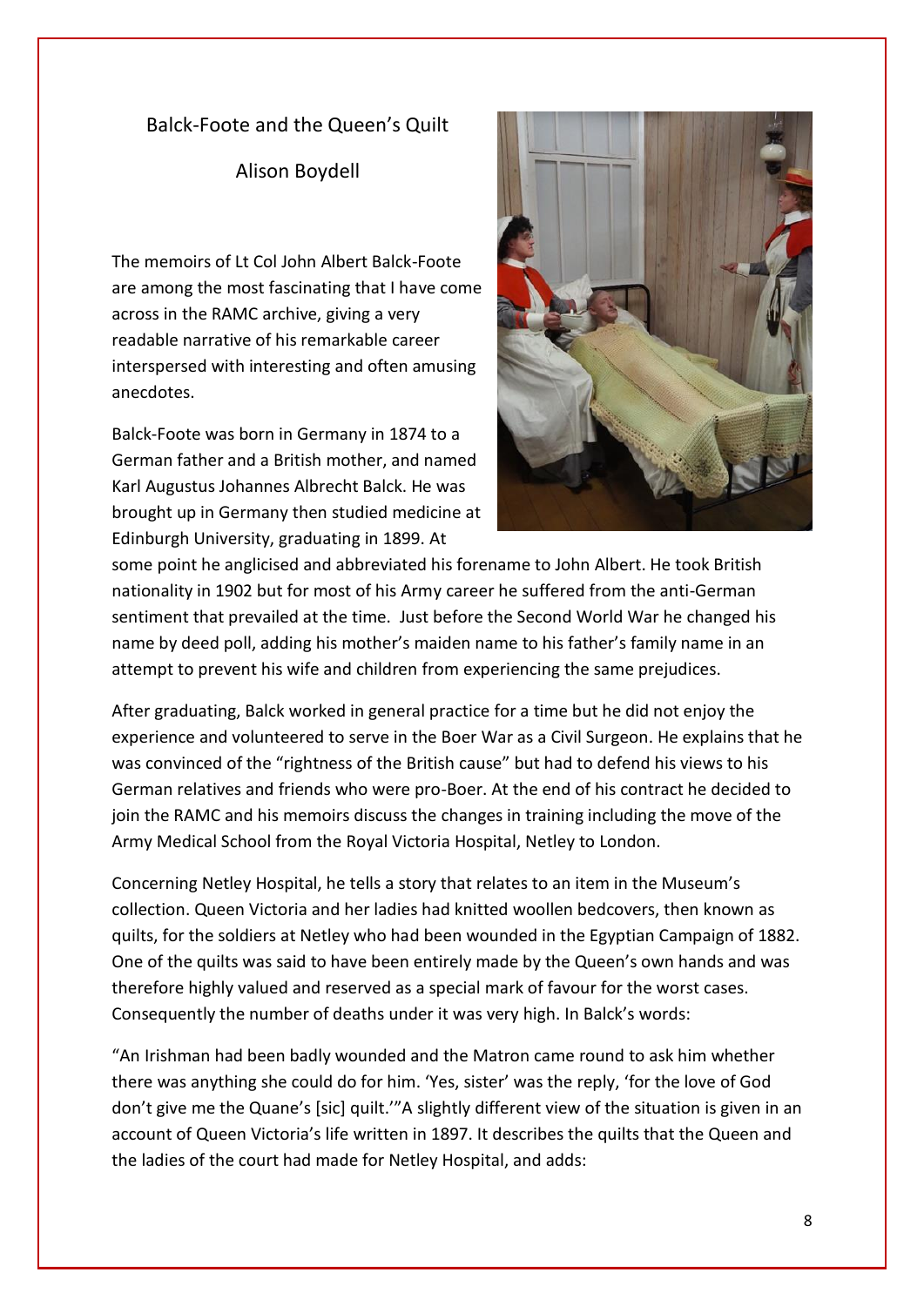# Balck-Foote and the Queen's Quilt

Alison Boydell

The memoirs of Lt Col John Albert Balck-Foote are among the most fascinating that I have come across in the RAMC archive, giving a very readable narrative of his remarkable career interspersed with interesting and often amusing anecdotes.

Balck-Foote was born in Germany in 1874 to a German father and a British mother, and named Karl Augustus Johannes Albrecht Balck. He was brought up in Germany then studied medicine at Edinburgh University, graduating in 1899. At some point he anglicised and abbreviated his forename to John Albert. He took British nationality in 1902 but for most of his Army career he suffered from the anti-German sentiment that prevailed at the time. Just before the Second World War he changed his name by deed poll, adding his mother's maiden name to his father's family name in an attempt to prevent his wife and children from experiencing the same prejudices.

After graduating, Balck worked in general practice for a time but he did not enjoy the experience and volunteered to serve in the Boer War as a Civil Surgeon. He explains that he was convinced of the "rightness of the British cause" but had to defend his views to his German relatives and friends who were pro-Boer. At the end of his contract he decided to join the RAMC and his memoirs discuss the changes in training including the move of the Army Medical School from the Royal Victoria Hospital, Netley to London.

Concerning Netley Hospital, he tells a story that relates to an item in the Museum's collection. Queen Victoria and her ladies had knitted woollen bedcovers, then known as quilts, for the soldiers at Netley who had been wounded in the Egyptian Campaign of 1882. One of the quilts was said to have been entirely made by the Queen's own hands and was therefore highly valued and reserved as a special mark of favour for the worst cases. Consequently the number of deaths under it was very high. In Balck's words:

"An Irishman had been badly wounded and the Matron came round to ask him whether there was anything she could do for him. 'Yes, sister' was the reply, 'for the love of God don't give me the Quane's [sic] quilt.'"A slightly different view of the situation is given in an account of Queen Victoria's life written in 1897. It describes the quilts that the Queen and the ladies of the court had made for Netley Hospital, and adds: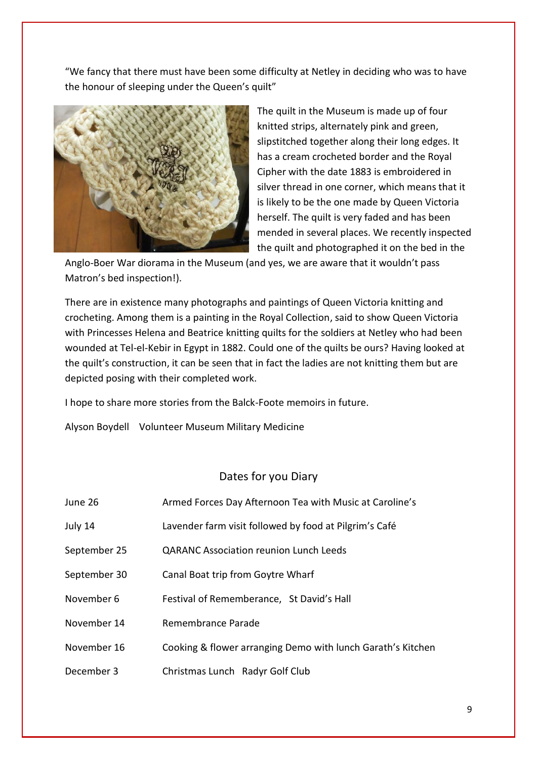"We fancy that there must have been some difficulty at Netley in deciding who was to have the honour of sleeping under the Queen's quilt"

The quilt in the Museum is made up of four knitted strips, alternately pink and green, slipstitched together along their long edges. It has a cream crocheted border and the Royal Cipher with the date 1883 is embroidered in silver thread in one corner, which means that it is likely to be the one made by Queen Victoria herself. The quilt is very faded and has been mended in several places. We recently inspected the quilt and photographed it on the bed in the Anglo-Boer War diorama in the Museum (and yes, we are aware that it wouldn't pass Matron's bed inspection!).

There are in existence many photographs and paintings of Queen Victoria knitting and crocheting. Among them is a painting in the Royal Collection, said to show Queen Victoria with Princesses Helena and Beatrice knitting quilts for the soldiers at Netley who had been wounded at Tel-el-Kebir in Egypt in 1882. Could one of the quilts be ours? Having looked at the quilt's construction, it can be seen that in fact the ladies are not knitting them but are depicted posing with their completed work.

I hope to share more stories from the Balck-Foote memoirs in future.

Alyson Boydell    Volunteer Museum Military Medicine

## Dates for you Diary

| | |
|---|---|
| June 26 | Armed Forces Day Afternoon Tea with Music at Caroline's |
| July 14 | Lavender farm visit followed by food at Pilgrim's Café |
| September 25 | QARANC Association reunion Lunch Leeds |
| September 30 | Canal Boat trip from Goytre Wharf |
| November 6 | Festival of Rememberance, St David's Hall |
| November 14 | Remembrance Parade |
| November 16 | Cooking & flower arranging Demo with lunch Garath's Kitchen |
| December 3 | Christmas Lunch Radyr Golf Club |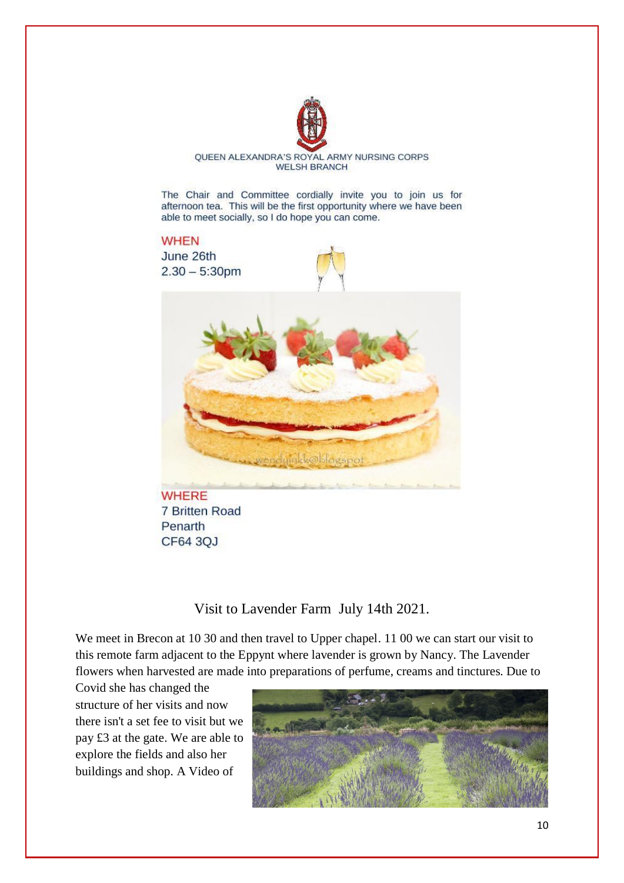QUEEN ALEXANDRA'S ROYAL ARMY NURSING CORPS
WELSH BRANCH

The Chair and Committee cordially invite you to join us for afternoon tea. This will be the first opportunity where we have been able to meet socially, so I do hope you can come.

**WHEN**
June 26th
2.30 – 5:30pm

**WHERE**
7 Britten Road
Penarth
CF64 3QJ

## Visit to Lavender Farm July 14th 2021.

We meet in Brecon at 10 30 and then travel to Upper chapel. 11 00 we can start our visit to this remote farm adjacent to the Eppynt where lavender is grown by Nancy. The Lavender flowers when harvested are made into preparations of perfume, creams and tinctures. Due to Covid she has changed the structure of her visits and now there isn't a set fee to visit but we pay £3 at the gate. We are able to explore the fields and also her buildings and shop. A Video of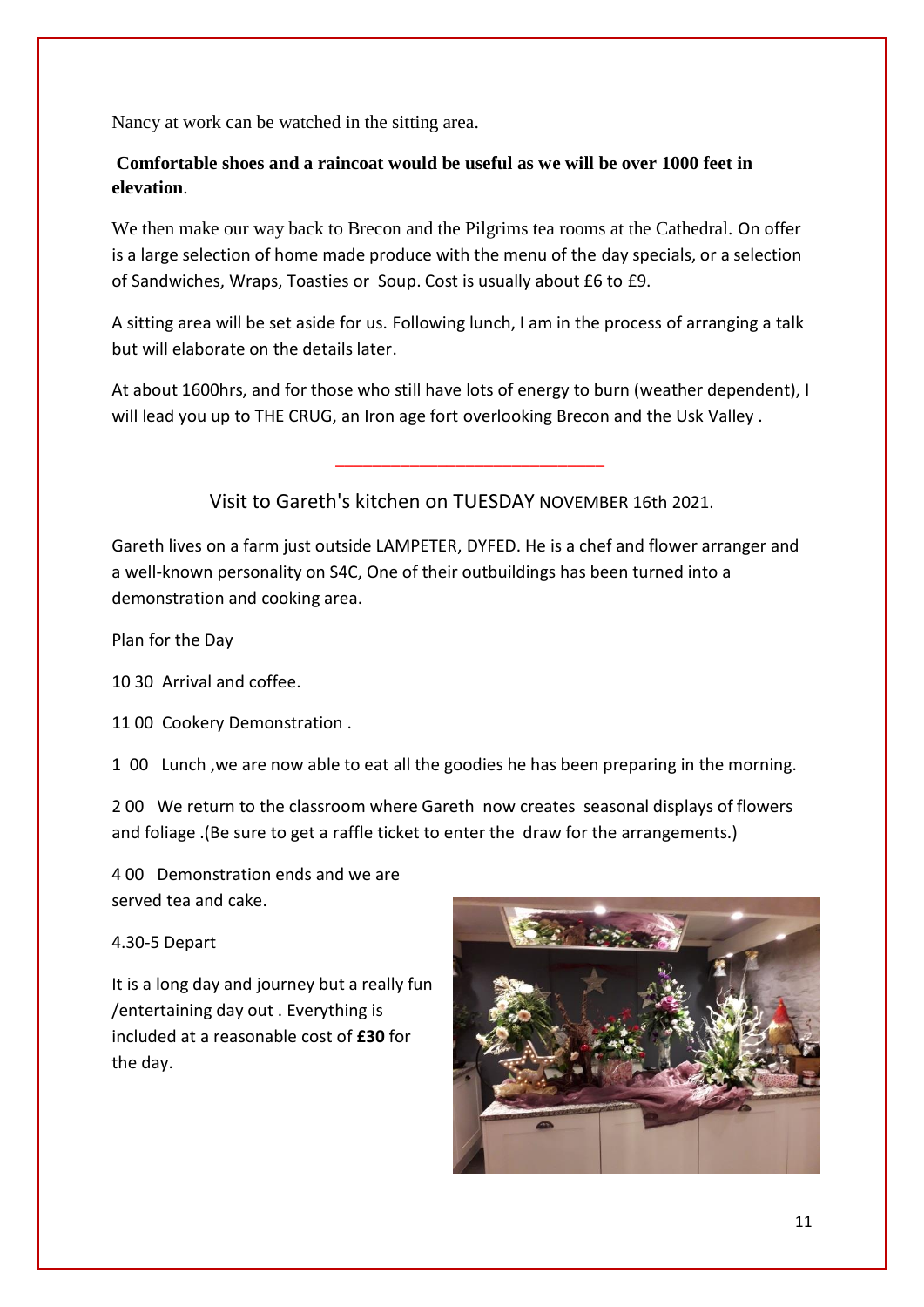Nancy at work can be watched in the sitting area.

**Comfortable shoes and a raincoat would be useful as we will be over 1000 feet in elevation**.

We then make our way back to Brecon and the Pilgrims tea rooms at the Cathedral. On offer is a large selection of home made produce with the menu of the day specials, or a selection of Sandwiches, Wraps, Toasties or Soup. Cost is usually about £6 to £9.

A sitting area will be set aside for us. Following lunch, I am in the process of arranging a talk but will elaborate on the details later.

At about 1600hrs, and for those who still have lots of energy to burn (weather dependent), I will lead you up to THE CRUG, an Iron age fort overlooking Brecon and the Usk Valley .

---

## Visit to Gareth's kitchen on TUESDAY NOVEMBER 16th 2021.

Gareth lives on a farm just outside LAMPETER, DYFED. He is a chef and flower arranger and a well-known personality on S4C, One of their outbuildings has been turned into a demonstration and cooking area.

Plan for the Day

10 30 Arrival and coffee.

11 00 Cookery Demonstration .

1 00 Lunch ,we are now able to eat all the goodies he has been preparing in the morning.

2 00 We return to the classroom where Gareth now creates seasonal displays of flowers and foliage .(Be sure to get a raffle ticket to enter the draw for the arrangements.)

4 00 Demonstration ends and we are served tea and cake.

4.30-5 Depart

It is a long day and journey but a really fun /entertaining day out . Everything is included at a reasonable cost of **£30** for the day.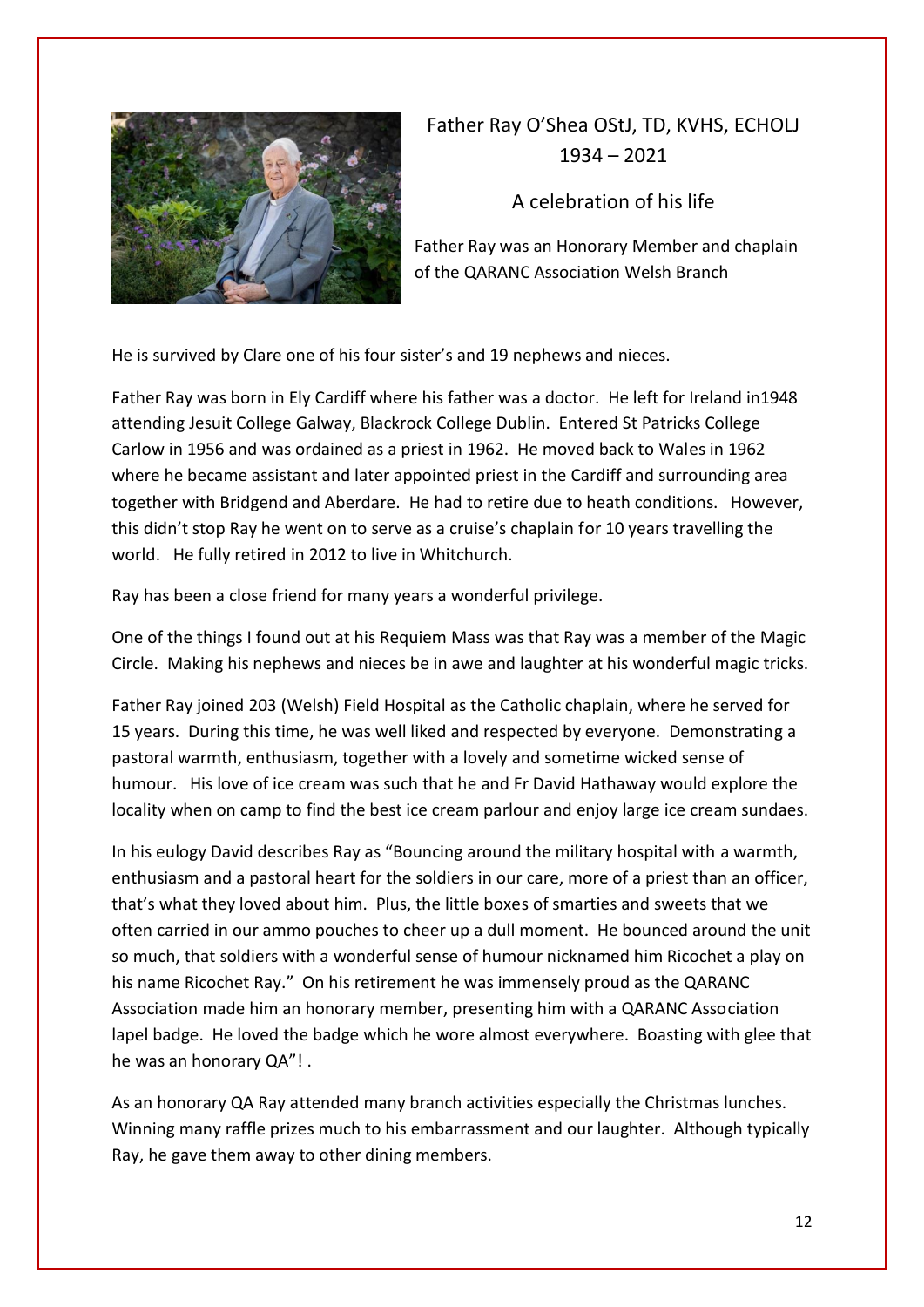# Father Ray O'Shea OStJ, TD, KVHS, ECHOLJ
## 1934 – 2021

### A celebration of his life

Father Ray was an Honorary Member and chaplain of the QARANC Association Welsh Branch

He is survived by Clare one of his four sister's and 19 nephews and nieces.

Father Ray was born in Ely Cardiff where his father was a doctor. He left for Ireland in1948 attending Jesuit College Galway, Blackrock College Dublin. Entered St Patricks College Carlow in 1956 and was ordained as a priest in 1962. He moved back to Wales in 1962 where he became assistant and later appointed priest in the Cardiff and surrounding area together with Bridgend and Aberdare. He had to retire due to heath conditions. However, this didn't stop Ray he went on to serve as a cruise's chaplain for 10 years travelling the world. He fully retired in 2012 to live in Whitchurch.

Ray has been a close friend for many years a wonderful privilege.

One of the things I found out at his Requiem Mass was that Ray was a member of the Magic Circle. Making his nephews and nieces be in awe and laughter at his wonderful magic tricks.

Father Ray joined 203 (Welsh) Field Hospital as the Catholic chaplain, where he served for 15 years. During this time, he was well liked and respected by everyone. Demonstrating a pastoral warmth, enthusiasm, together with a lovely and sometime wicked sense of humour. His love of ice cream was such that he and Fr David Hathaway would explore the locality when on camp to find the best ice cream parlour and enjoy large ice cream sundaes.

In his eulogy David describes Ray as "Bouncing around the military hospital with a warmth, enthusiasm and a pastoral heart for the soldiers in our care, more of a priest than an officer, that's what they loved about him. Plus, the little boxes of smarties and sweets that we often carried in our ammo pouches to cheer up a dull moment. He bounced around the unit so much, that soldiers with a wonderful sense of humour nicknamed him Ricochet a play on his name Ricochet Ray." On his retirement he was immensely proud as the QARANC Association made him an honorary member, presenting him with a QARANC Association lapel badge. He loved the badge which he wore almost everywhere. Boasting with glee that he was an honorary QA"! .

As an honorary QA Ray attended many branch activities especially the Christmas lunches. Winning many raffle prizes much to his embarrassment and our laughter. Although typically Ray, he gave them away to other dining members.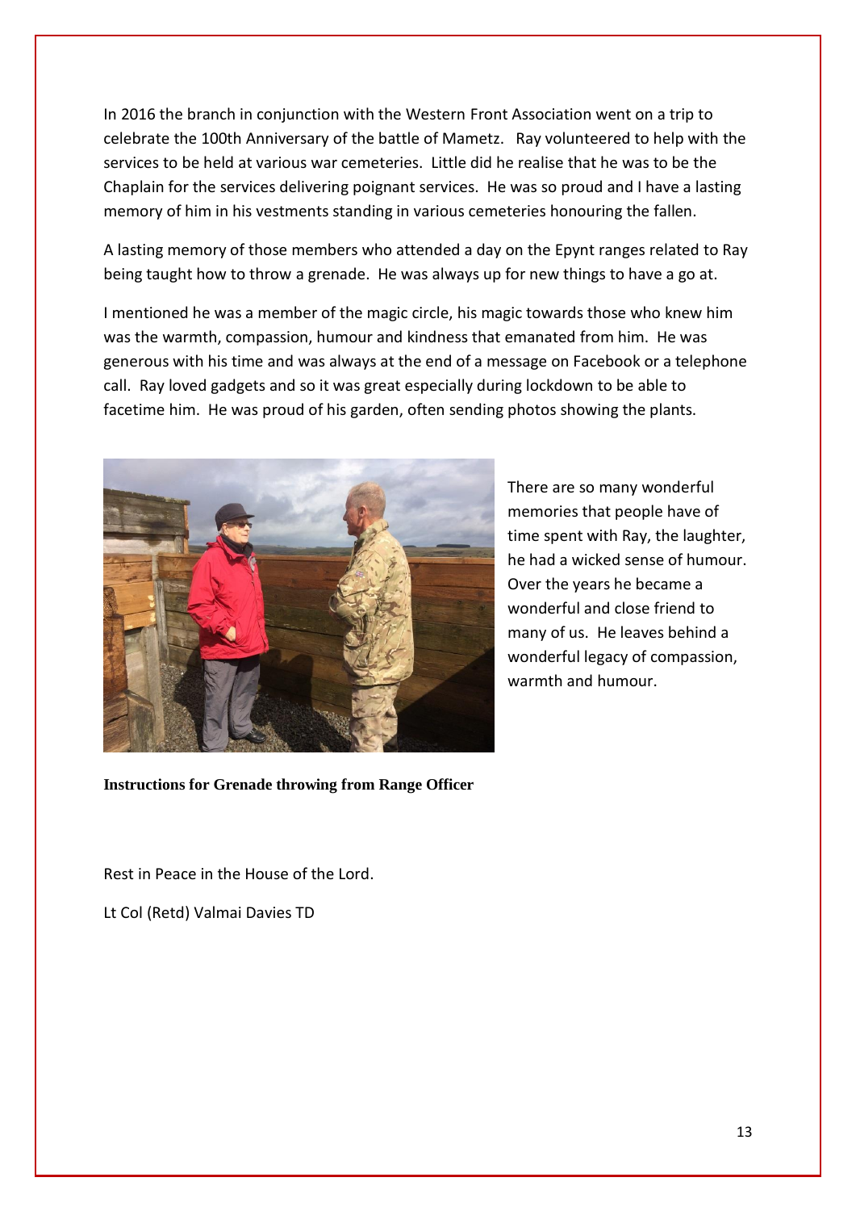In 2016 the branch in conjunction with the Western Front Association went on a trip to celebrate the 100th Anniversary of the battle of Mametz. Ray volunteered to help with the services to be held at various war cemeteries. Little did he realise that he was to be the Chaplain for the services delivering poignant services. He was so proud and I have a lasting memory of him in his vestments standing in various cemeteries honouring the fallen.

A lasting memory of those members who attended a day on the Epynt ranges related to Ray being taught how to throw a grenade. He was always up for new things to have a go at.

I mentioned he was a member of the magic circle, his magic towards those who knew him was the warmth, compassion, humour and kindness that emanated from him. He was generous with his time and was always at the end of a message on Facebook or a telephone call. Ray loved gadgets and so it was great especially during lockdown to be able to facetime him. He was proud of his garden, often sending photos showing the plants.

There are so many wonderful memories that people have of time spent with Ray, the laughter, he had a wicked sense of humour. Over the years he became a wonderful and close friend to many of us. He leaves behind a wonderful legacy of compassion, warmth and humour.

**Instructions for Grenade throwing from Range Officer**

Rest in Peace in the House of the Lord.

Lt Col (Retd) Valmai Davies TD